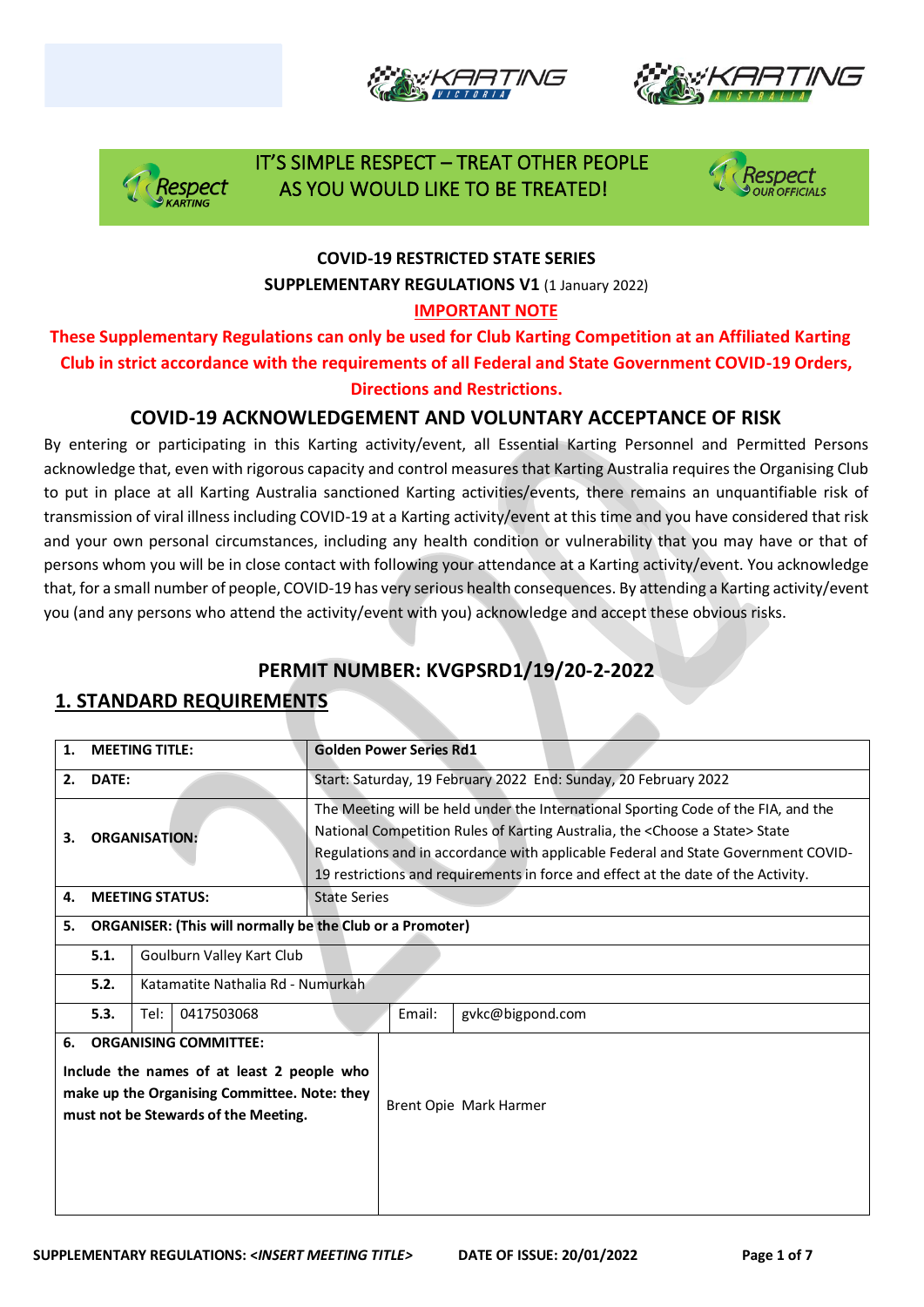IT'S SIMPLE RESPECT – TREAT OTHER PEOPLE AS YOU WOULD LIKE TO BE TREATED!

**COVID-19 RESTRICTED STATE SERIES**

**SUPPLEMENTARY REGULATIONS V1** (1 January 2022)

**IMPORTANT NOTE**

**These Supplementary Regulations can only be used for Club Karting Competition at an Affiliated Karting Club in strict accordance with the requirements of all Federal and State Government COVID-19 Orders, Directions and Restrictions.**

## COVID-19 ACKNOWLEDGEMENT AND VOLUNTARY ACCEPTANCE OF RISK

By entering or participating in this Karting activity/event, all Essential Karting Personnel and Permitted Persons acknowledge that, even with rigorous capacity and control measures that Karting Australia requires the Organising Club to put in place at all Karting Australia sanctioned Karting activities/events, there remains an unquantifiable risk of transmission of viral illness including COVID-19 at a Karting activity/event at this time and you have considered that risk and your own personal circumstances, including any health condition or vulnerability that you may have or that of persons whom you will be in close contact with following your attendance at a Karting activity/event. You acknowledge that, for a small number of people, COVID-19 has very serious health consequences. By attending a Karting activity/event you (and any persons who attend the activity/event with you) acknowledge and accept these obvious risks.

## PERMIT NUMBER: KVGPSRD1/19/20-2-2022

## 1. STANDARD REQUIREMENTS

| | | | | | |
|---|---|---|---|---|---|
| **1.** | **MEETING TITLE:** | | **Golden Power Series Rd1** | | |
| **2.** | **DATE:** | | Start: Saturday, 19 February 2022 End: Sunday, 20 February 2022 | | |
| **3.** | **ORGANISATION:** | | The Meeting will be held under the International Sporting Code of the FIA, and the National Competition Rules of Karting Australia, the <Choose a State> State Regulations and in accordance with applicable Federal and State Government COVID-19 restrictions and requirements in force and effect at the date of the Activity. | | |
| **4.** | **MEETING STATUS:** | | State Series | | |
| **5.** | **ORGANISER: (This will normally be the Club or a Promoter)** | | | | |
| | **5.1.** | Goulburn Valley Kart Club | | | |
| | **5.2.** | Katamatite Nathalia Rd - Numurkah | | | |
| | **5.3.** | Tel: | 0417503068 | Email: | gvkc@bigpond.com |
| **6.** | **ORGANISING COMMITTEE:** Include the names of at least 2 people who make up the Organising Committee. Note: they must not be Stewards of the Meeting. | | Brent Opie Mark Harmer | | |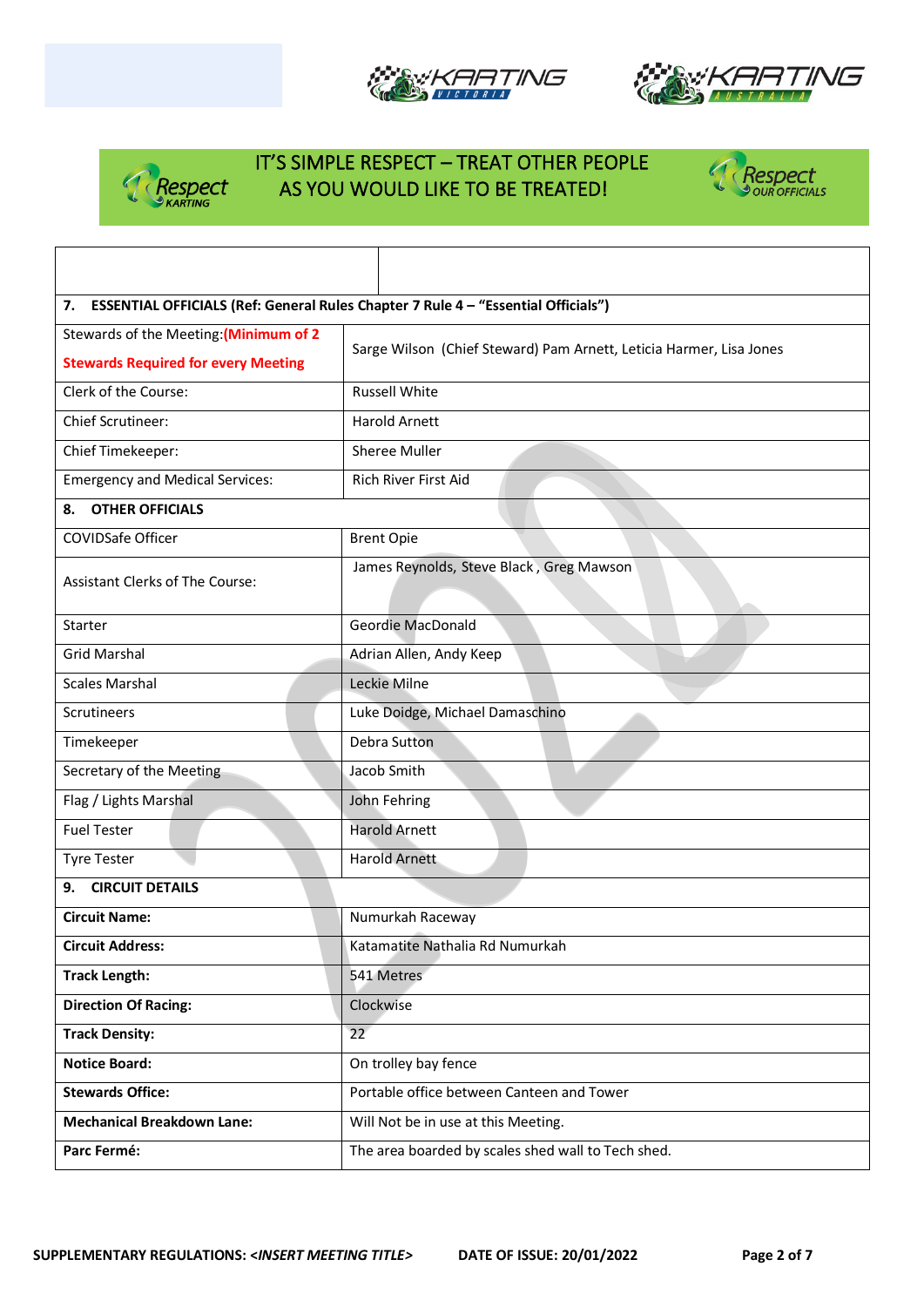IT'S SIMPLE RESPECT – TREAT OTHER PEOPLE AS YOU WOULD LIKE TO BE TREATED!

| | |
|---|---|
| **7. ESSENTIAL OFFICIALS (Ref: General Rules Chapter 7 Rule 4 – "Essential Officials")** | |
| Stewards of the Meeting: **(Minimum of 2 Stewards Required for every Meeting** | Sarge Wilson (Chief Steward) Pam Arnett, Leticia Harmer, Lisa Jones |
| Clerk of the Course: | Russell White |
| Chief Scrutineer: | Harold Arnett |
| Chief Timekeeper: | Sheree Muller |
| Emergency and Medical Services: | Rich River First Aid |
| **8. OTHER OFFICIALS** | |
| COVIDSafe Officer | Brent Opie |
| Assistant Clerks of The Course: | James Reynolds, Steve Black , Greg Mawson |
| Starter | Geordie MacDonald |
| Grid Marshal | Adrian Allen, Andy Keep |
| Scales Marshal | Leckie Milne |
| Scrutineers | Luke Doidge, Michael Damaschino |
| Timekeeper | Debra Sutton |
| Secretary of the Meeting | Jacob Smith |
| Flag / Lights Marshal | John Fehring |
| Fuel Tester | Harold Arnett |
| Tyre Tester | Harold Arnett |
| **9. CIRCUIT DETAILS** | |
| **Circuit Name:** | Numurkah Raceway |
| **Circuit Address:** | Katamatite Nathalia Rd Numurkah |
| **Track Length:** | 541 Metres |
| **Direction Of Racing:** | Clockwise |
| **Track Density:** | 22 |
| **Notice Board:** | On trolley bay fence |
| **Stewards Office:** | Portable office between Canteen and Tower |
| **Mechanical Breakdown Lane:** | Will Not be in use at this Meeting. |
| **Parc Fermé:** | The area boarded by scales shed wall to Tech shed. |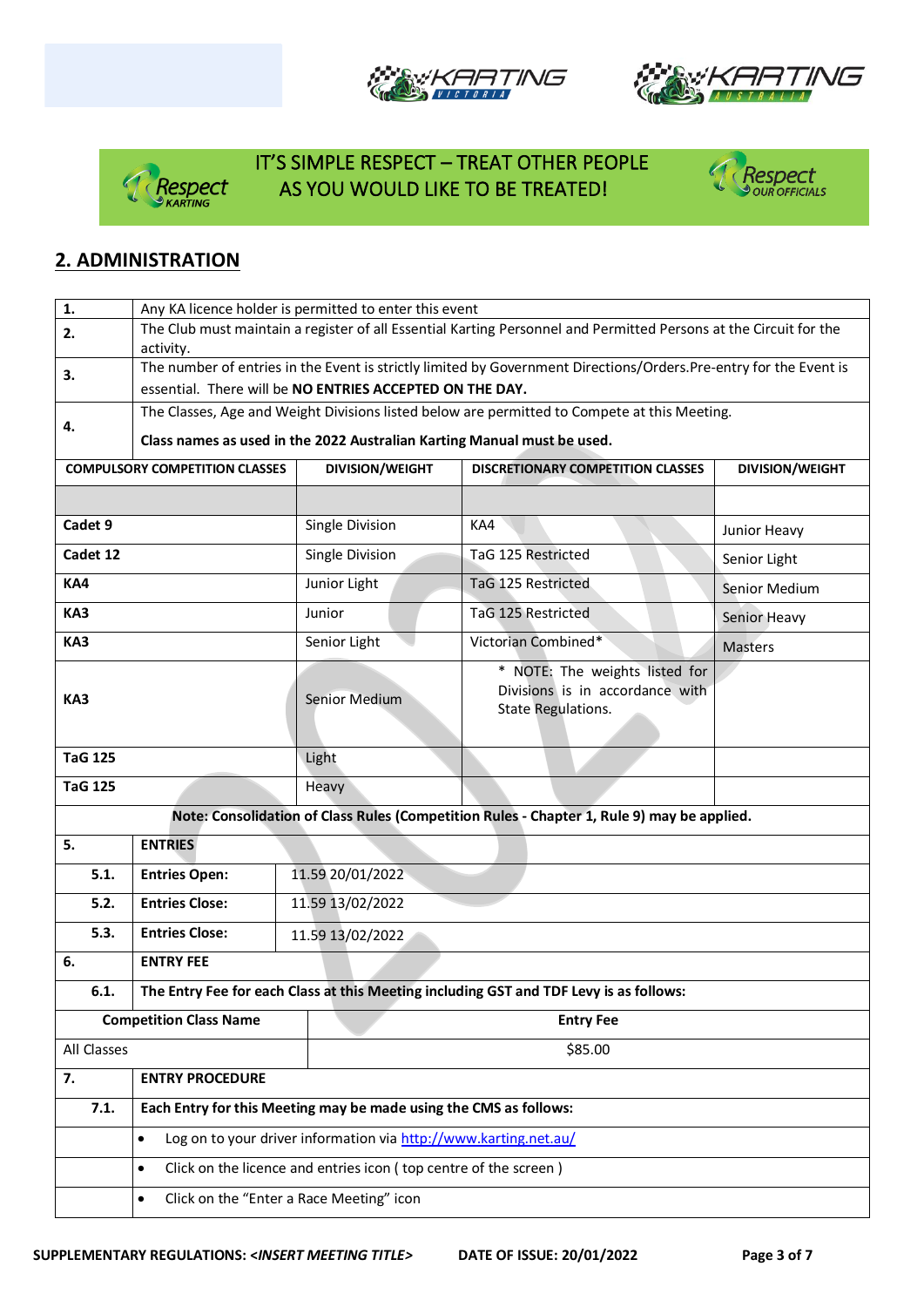IT'S SIMPLE RESPECT – TREAT OTHER PEOPLE AS YOU WOULD LIKE TO BE TREATED!

## 2. ADMINISTRATION

| | | | | |
|---|---|---|---|---|
| 1. | Any KA licence holder is permitted to enter this event | | | |
| 2. | The Club must maintain a register of all Essential Karting Personnel and Permitted Persons at the Circuit for the activity. | | | |
| 3. | The number of entries in the Event is strictly limited by Government Directions/Orders.Pre-entry for the Event is essential. There will be **NO ENTRIES ACCEPTED ON THE DAY.** | | | |
| 4. | The Classes, Age and Weight Divisions listed below are permitted to Compete at this Meeting. **Class names as used in the 2022 Australian Karting Manual must be used.** | | | |

| COMPULSORY COMPETITION CLASSES | DIVISION/WEIGHT | DISCRETIONARY COMPETITION CLASSES | DIVISION/WEIGHT |
|---|---|---|---|
| | | | |
| **Cadet 9** | Single Division | KA4 | Junior Heavy |
| **Cadet 12** | Single Division | TaG 125 Restricted | Senior Light |
| **KA4** | Junior Light | TaG 125 Restricted | Senior Medium |
| **KA3** | Junior | TaG 125 Restricted | Senior Heavy |
| **KA3** | Senior Light | Victorian Combined* | Masters |
| **KA3** | Senior Medium | * NOTE: The weights listed for Divisions is in accordance with State Regulations. | |
| **TaG 125** | Light | | |
| **TaG 125** | Heavy | | |

**Note: Consolidation of Class Rules (Competition Rules - Chapter 1, Rule 9) may be applied.**

| | | |
|---|---|---|
| **5.** | **ENTRIES** | |
| **5.1.** | **Entries Open:** | 11.59 20/01/2022 |
| **5.2.** | **Entries Close:** | 11.59 13/02/2022 |
| **5.3.** | **Entries Close:** | 11.59 13/02/2022 |
| **6.** | **ENTRY FEE** | |
| **6.1.** | **The Entry Fee for each Class at this Meeting including GST and TDF Levy is as follows:** | |

| Competition Class Name | Entry Fee |
|---|---|
| All Classes | $85.00 |

| | |
|---|---|
| **7.** | **ENTRY PROCEDURE** |
| **7.1.** | **Each Entry for this Meeting may be made using the CMS as follows:** |
| | • Log on to your driver information via http://www.karting.net.au/ |
| | • Click on the licence and entries icon ( top centre of the screen ) |
| | • Click on the "Enter a Race Meeting" icon |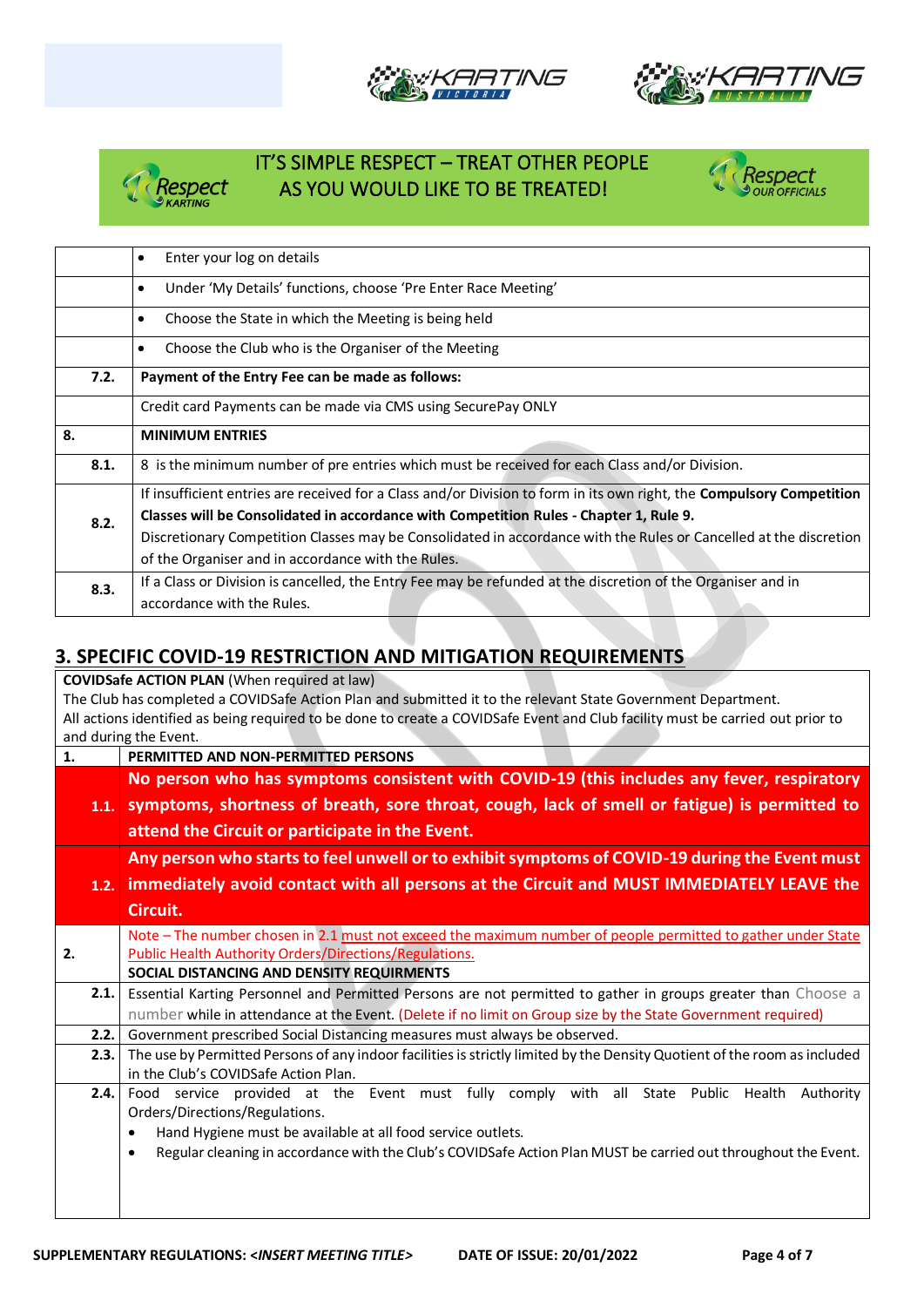IT'S SIMPLE RESPECT – TREAT OTHER PEOPLE AS YOU WOULD LIKE TO BE TREATED!

| | |
|---|---|
| | • Enter your log on details |
| | • Under 'My Details' functions, choose 'Pre Enter Race Meeting' |
| | • Choose the State in which the Meeting is being held |
| | • Choose the Club who is the Organiser of the Meeting |
| **7.2.** | **Payment of the Entry Fee can be made as follows:** |
| | Credit card Payments can be made via CMS using SecurePay ONLY |
| **8.** | **MINIMUM ENTRIES** |
| **8.1.** | 8 is the minimum number of pre entries which must be received for each Class and/or Division. |
| **8.2.** | If insufficient entries are received for a Class and/or Division to form in its own right, the **Compulsory Competition Classes will be Consolidated in accordance with Competition Rules - Chapter 1, Rule 9.** Discretionary Competition Classes may be Consolidated in accordance with the Rules or Cancelled at the discretion of the Organiser and in accordance with the Rules. |
| **8.3.** | If a Class or Division is cancelled, the Entry Fee may be refunded at the discretion of the Organiser and in accordance with the Rules. |

## 3. SPECIFIC COVID-19 RESTRICTION AND MITIGATION REQUIREMENTS

| | |
|---|---|
| **COVIDSafe ACTION PLAN** (When required at law) The Club has completed a COVIDSafe Action Plan and submitted it to the relevant State Government Department. All actions identified as being required to be done to create a COVIDSafe Event and Club facility must be carried out prior to and during the Event. | |
| **1.** | **PERMITTED AND NON-PERMITTED PERSONS** |
| **1.1.** | **No person who has symptoms consistent with COVID-19 (this includes any fever, respiratory symptoms, shortness of breath, sore throat, cough, lack of smell or fatigue) is permitted to attend the Circuit or participate in the Event.** |
| **1.2.** | **Any person who starts to feel unwell or to exhibit symptoms of COVID-19 during the Event must immediately avoid contact with all persons at the Circuit and MUST IMMEDIATELY LEAVE the Circuit.** |
| **2.** | Note – The number chosen in 2.1 must not exceed the maximum number of people permitted to gather under State Public Health Authority Orders/Directions/Regulations. **SOCIAL DISTANCING AND DENSITY REQUIRMENTS** |
| **2.1.** | Essential Karting Personnel and Permitted Persons are not permitted to gather in groups greater than Choose a number while in attendance at the Event. (Delete if no limit on Group size by the State Government required) |
| **2.2.** | Government prescribed Social Distancing measures must always be observed. |
| **2.3.** | The use by Permitted Persons of any indoor facilities is strictly limited by the Density Quotient of the room as included in the Club's COVIDSafe Action Plan. |
| **2.4.** | Food service provided at the Event must fully comply with all State Public Health Authority Orders/Directions/Regulations. • Hand Hygiene must be available at all food service outlets. • Regular cleaning in accordance with the Club's COVIDSafe Action Plan MUST be carried out throughout the Event. |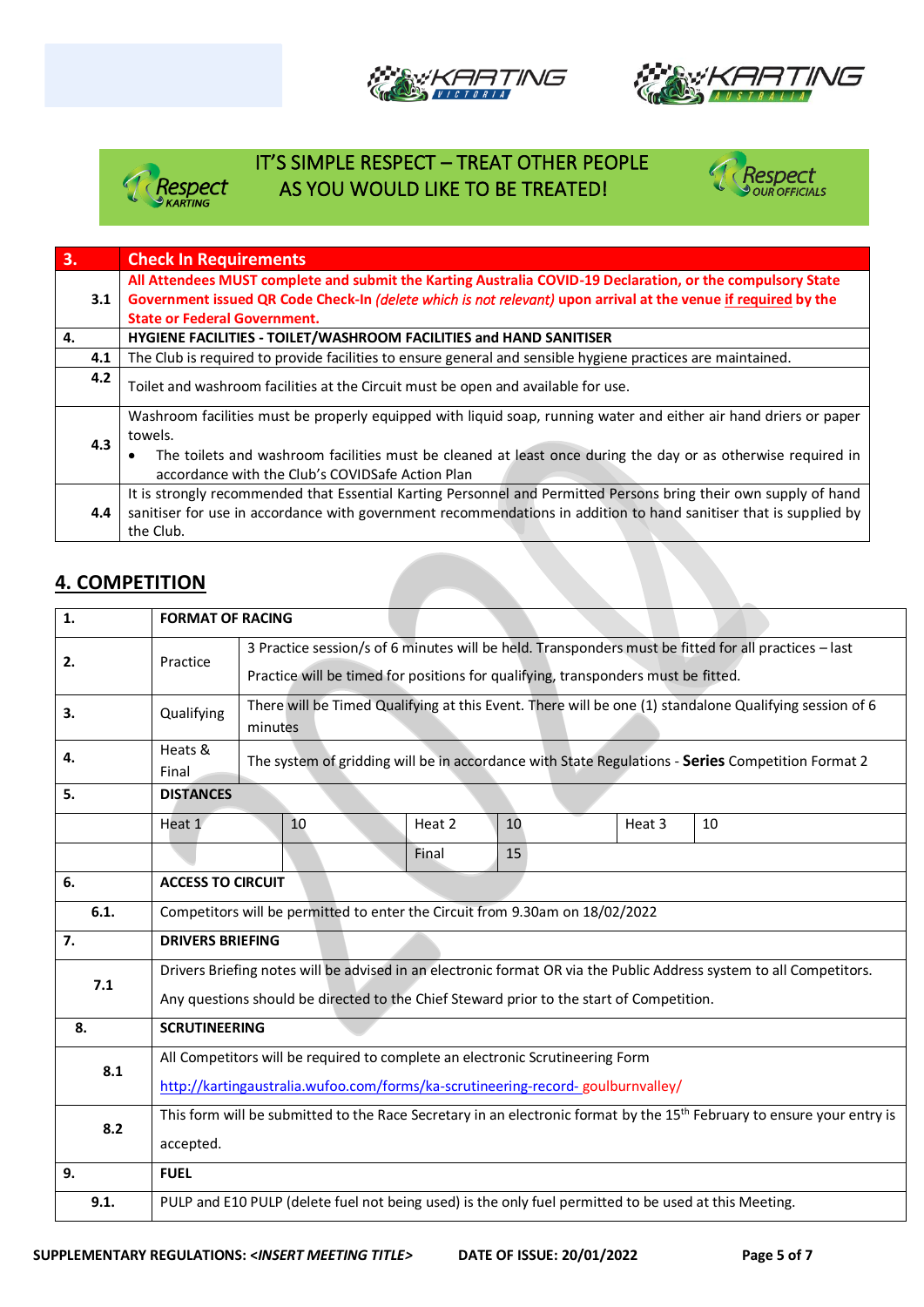IT'S SIMPLE RESPECT – TREAT OTHER PEOPLE AS YOU WOULD LIKE TO BE TREATED!

| 3. | Check In Requirements |
|---|---|
| 3.1 | **All Attendees MUST complete and submit the Karting Australia COVID-19 Declaration, or the compulsory State Government issued QR Code Check-In *(delete which is not relevant)* upon arrival at the venue if required by the State or Federal Government.** |
| 4. | **HYGIENE FACILITIES - TOILET/WASHROOM FACILITIES and HAND SANITISER** |
| 4.1 | The Club is required to provide facilities to ensure general and sensible hygiene practices are maintained. |
| 4.2 | Toilet and washroom facilities at the Circuit must be open and available for use. |
| 4.3 | Washroom facilities must be properly equipped with liquid soap, running water and either air hand driers or paper towels.<br>• The toilets and washroom facilities must be cleaned at least once during the day or as otherwise required in accordance with the Club's COVIDSafe Action Plan |
| 4.4 | It is strongly recommended that Essential Karting Personnel and Permitted Persons bring their own supply of hand sanitiser for use in accordance with government recommendations in addition to hand sanitiser that is supplied by the Club. |

## 4. COMPETITION

| 1. | **FORMAT OF RACING** | | | | | |
|---|---|---|---|---|---|---|
| 2. | Practice | 3 Practice session/s of 6 minutes will be held. Transponders must be fitted for all practices – last Practice will be timed for positions for qualifying, transponders must be fitted. | | | | |
| 3. | Qualifying | There will be Timed Qualifying at this Event. There will be one (1) standalone Qualifying session of 6 minutes | | | | |
| 4. | Heats & Final | The system of gridding will be in accordance with State Regulations - **Series** Competition Format 2 | | | | |
| 5. | **DISTANCES** | | | | | |
| | Heat 1 | 10 | Heat 2 | 10 | Heat 3 | 10 |
| | | | Final | 15 | | |
| 6. | **ACCESS TO CIRCUIT** | | | | | |
| 6.1. | Competitors will be permitted to enter the Circuit from 9.30am on 18/02/2022 | | | | | |
| 7. | **DRIVERS BRIEFING** | | | | | |
| 7.1 | Drivers Briefing notes will be advised in an electronic format OR via the Public Address system to all Competitors.<br>Any questions should be directed to the Chief Steward prior to the start of Competition. | | | | | |
| 8. | **SCRUTINEERING** | | | | | |
| 8.1 | All Competitors will be required to complete an electronic Scrutineering Form<br>http://kartingaustralia.wufoo.com/forms/ka-scrutineering-record- goulburnvalley/ | | | | | |
| 8.2 | This form will be submitted to the Race Secretary in an electronic format by the 15th February to ensure your entry is accepted. | | | | | |
| 9. | **FUEL** | | | | | |
| 9.1. | PULP and E10 PULP (delete fuel not being used) is the only fuel permitted to be used at this Meeting. | | | | | |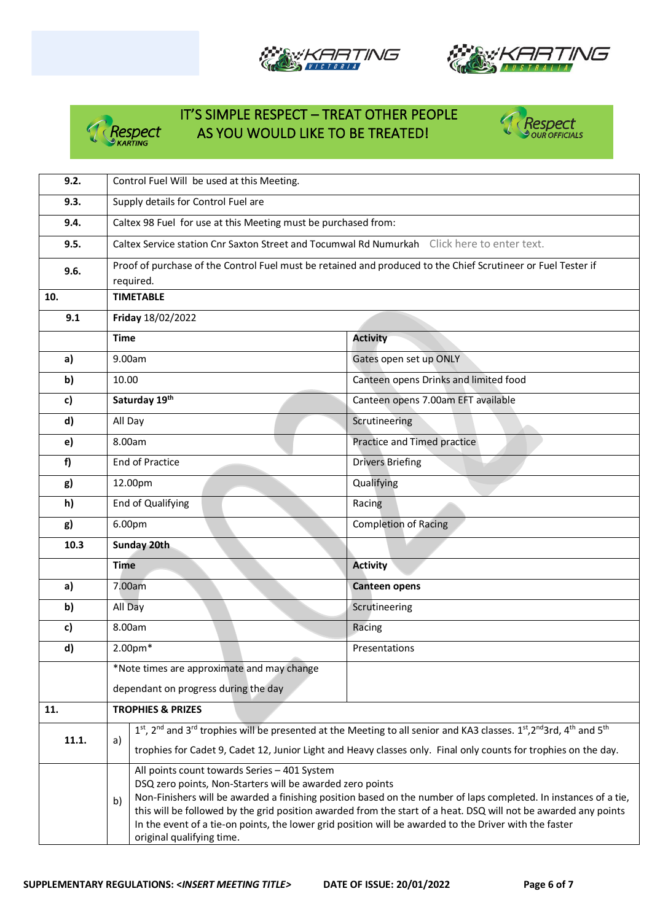IT'S SIMPLE RESPECT – TREAT OTHER PEOPLE AS YOU WOULD LIKE TO BE TREATED!

| | | | |
|---|---|---|---|
| **9.2.** | Control Fuel Will be used at this Meeting. | | |
| **9.3.** | Supply details for Control Fuel are | | |
| **9.4.** | Caltex 98 Fuel for use at this Meeting must be purchased from: | | |
| **9.5.** | Caltex Service station Cnr Saxton Street and Tocumwal Rd Numurkah Click here to enter text. | | |
| **9.6.** | Proof of purchase of the Control Fuel must be retained and produced to the Chief Scrutineer or Fuel Tester if required. | | |
| **10.** | **TIMETABLE** | | |
| **9.1** | **Friday** 18/02/2022 | | |
| | **Time** | **Activity** | |
| **a)** | 9.00am | Gates open set up ONLY | |
| **b)** | 10.00 | Canteen opens Drinks and limited food | |
| **c)** | **Saturday 19th** | Canteen opens 7.00am EFT available | |
| **d)** | All Day | Scrutineering | |
| **e)** | 8.00am | Practice and Timed practice | |
| **f)** | End of Practice | Drivers Briefing | |
| **g)** | 12.00pm | Qualifying | |
| **h)** | End of Qualifying | Racing | |
| **g)** | 6.00pm | Completion of Racing | |
| **10.3** | **Sunday 20th** | | |
| | **Time** | **Activity** | |
| **a)** | 7.00am | **Canteen opens** | |
| **b)** | All Day | Scrutineering | |
| **c)** | 8.00am | Racing | |
| **d)** | 2.00pm* | Presentations | |
| | *Note times are approximate and may change dependant on progress during the day | | |
| **11.** | **TROPHIES & PRIZES** | | |
| **11.1.** | a) | 1st, 2nd and 3rd trophies will be presented at the Meeting to all senior and KA3 classes. 1st,2nd3rd, 4th and 5th trophies for Cadet 9, Cadet 12, Junior Light and Heavy classes only. Final only counts for trophies on the day. | |
| | b) | All points count towards Series – 401 System<br>DSQ zero points, Non-Starters will be awarded zero points<br>Non-Finishers will be awarded a finishing position based on the number of laps completed. In instances of a tie, this will be followed by the grid position awarded from the start of a heat. DSQ will not be awarded any points<br>In the event of a tie-on points, the lower grid position will be awarded to the Driver with the faster original qualifying time. | |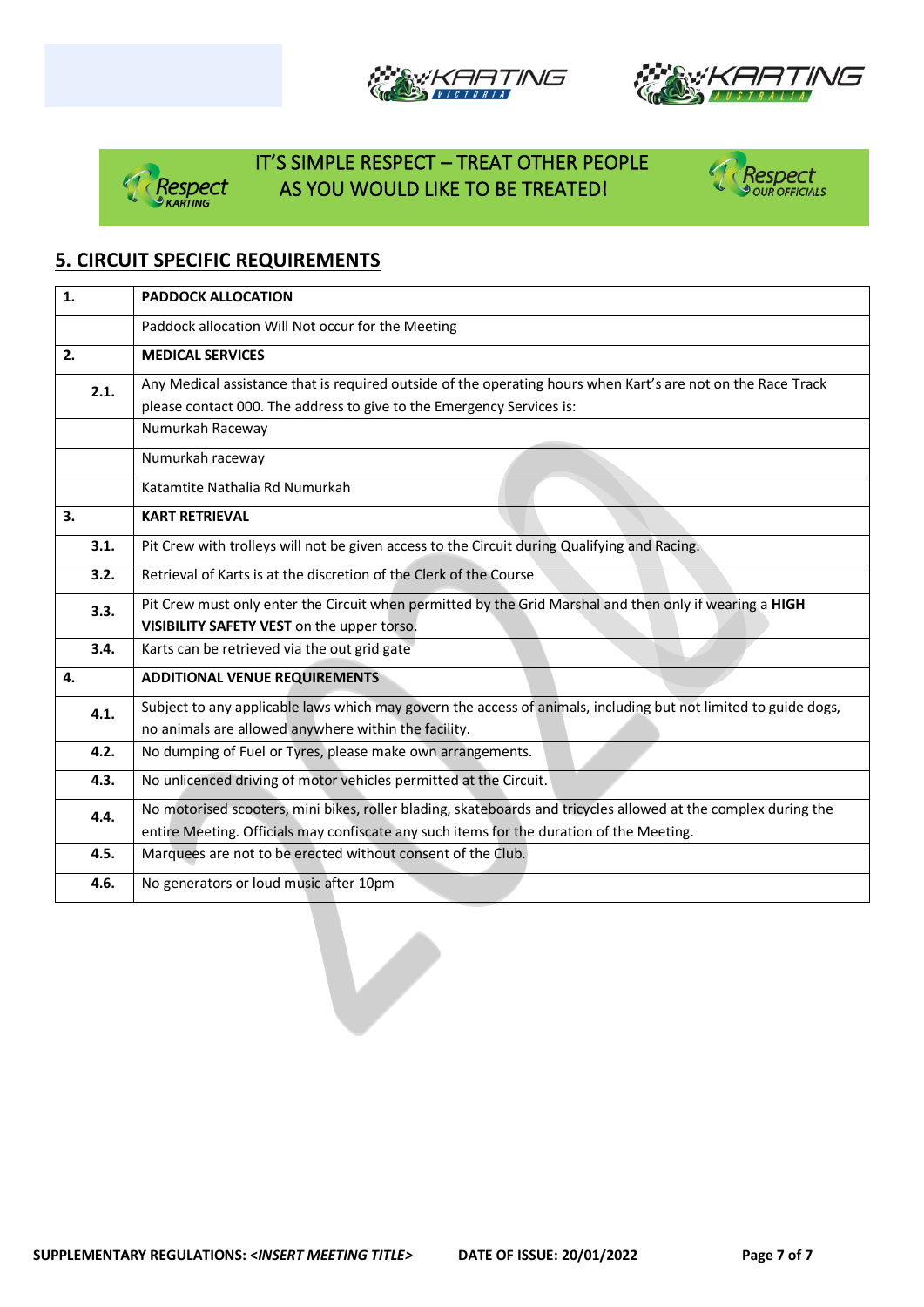IT'S SIMPLE RESPECT – TREAT OTHER PEOPLE AS YOU WOULD LIKE TO BE TREATED!

## 5. CIRCUIT SPECIFIC REQUIREMENTS

| | |
|---|---|
| **1.** | **PADDOCK ALLOCATION** |
| | Paddock allocation Will Not occur for the Meeting |
| **2.** | **MEDICAL SERVICES** |
| **2.1.** | Any Medical assistance that is required outside of the operating hours when Kart's are not on the Race Track please contact 000. The address to give to the Emergency Services is: |
| | Numurkah Raceway |
| | Numurkah raceway |
| | Katamtite Nathalia Rd Numurkah |
| **3.** | **KART RETRIEVAL** |
| **3.1.** | Pit Crew with trolleys will not be given access to the Circuit during Qualifying and Racing. |
| **3.2.** | Retrieval of Karts is at the discretion of the Clerk of the Course |
| **3.3.** | Pit Crew must only enter the Circuit when permitted by the Grid Marshal and then only if wearing a **HIGH VISIBILITY SAFETY VEST** on the upper torso. |
| **3.4.** | Karts can be retrieved via the out grid gate |
| **4.** | **ADDITIONAL VENUE REQUIREMENTS** |
| **4.1.** | Subject to any applicable laws which may govern the access of animals, including but not limited to guide dogs, no animals are allowed anywhere within the facility. |
| **4.2.** | No dumping of Fuel or Tyres, please make own arrangements. |
| **4.3.** | No unlicenced driving of motor vehicles permitted at the Circuit. |
| **4.4.** | No motorised scooters, mini bikes, roller blading, skateboards and tricycles allowed at the complex during the entire Meeting. Officials may confiscate any such items for the duration of the Meeting. |
| **4.5.** | Marquees are not to be erected without consent of the Club. |
| **4.6.** | No generators or loud music after 10pm |